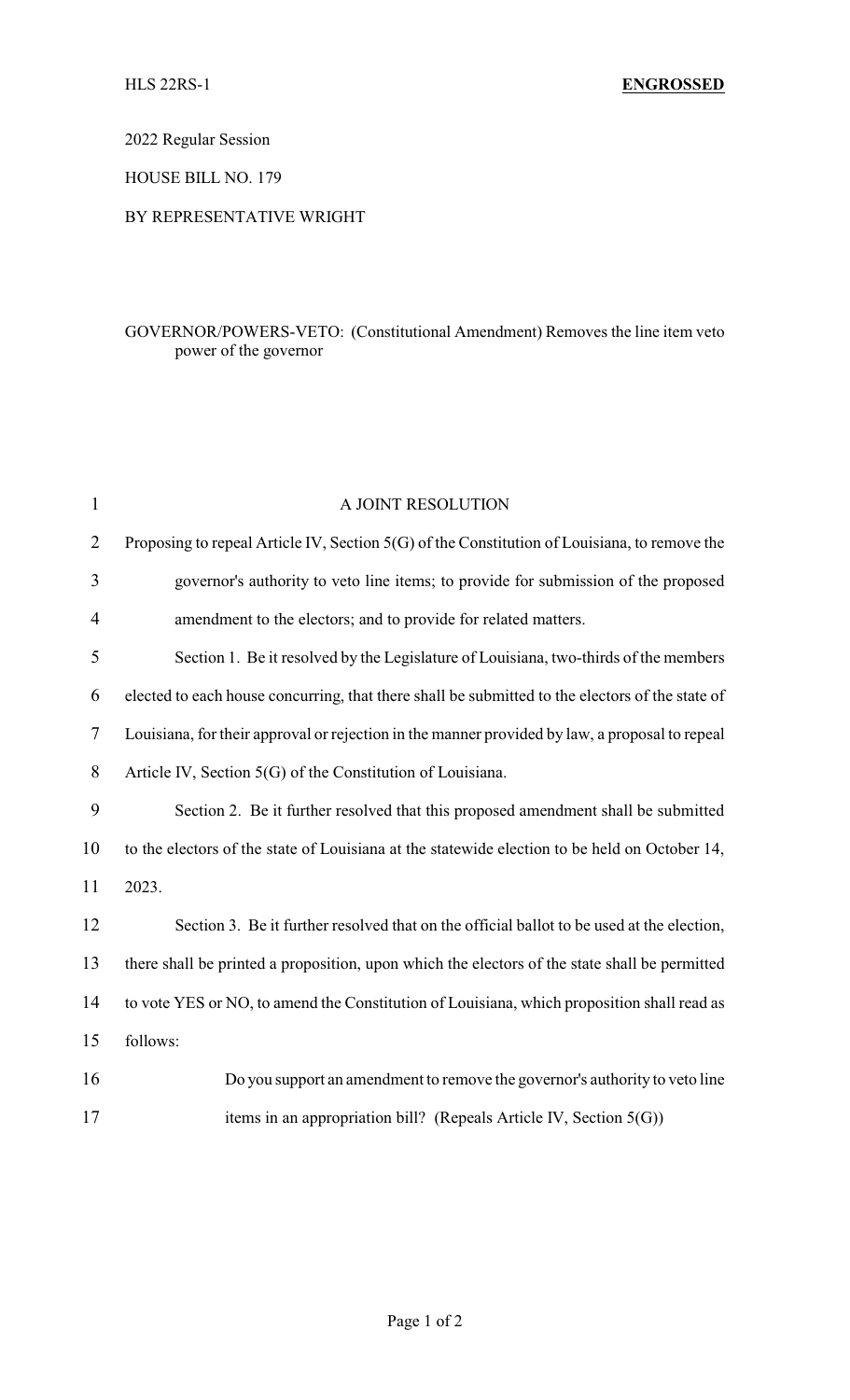HLS 22RS-1 **ENGROSSED**

2022 Regular Session

HOUSE BILL NO. 179

BY REPRESENTATIVE WRIGHT

GOVERNOR/POWERS-VETO: (Constitutional Amendment) Removes the line item veto power of the governor

A JOINT RESOLUTION

Proposing to repeal Article IV, Section 5(G) of the Constitution of Louisiana, to remove the governor's authority to veto line items; to provide for submission of the proposed amendment to the electors; and to provide for related matters.

Section 1. Be it resolved by the Legislature of Louisiana, two-thirds of the members elected to each house concurring, that there shall be submitted to the electors of the state of Louisiana, for their approval or rejection in the manner provided by law, a proposal to repeal Article IV, Section 5(G) of the Constitution of Louisiana.

Section 2. Be it further resolved that this proposed amendment shall be submitted to the electors of the state of Louisiana at the statewide election to be held on October 14, 2023.

Section 3. Be it further resolved that on the official ballot to be used at the election, there shall be printed a proposition, upon which the electors of the state shall be permitted to vote YES or NO, to amend the Constitution of Louisiana, which proposition shall read as follows:

> Do you support an amendment to remove the governor's authority to veto line items in an appropriation bill? (Repeals Article IV, Section 5(G))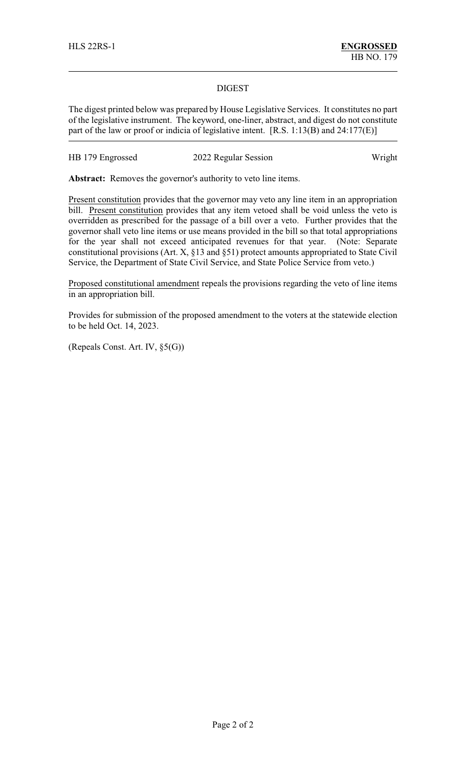HLS 22RS-1 **ENGROSSED**
HB NO. 179

DIGEST

The digest printed below was prepared by House Legislative Services. It constitutes no part of the legislative instrument. The keyword, one-liner, abstract, and digest do not constitute part of the law or proof or indicia of legislative intent. [R.S. 1:13(B) and 24:177(E)]

HB 179 Engrossed 2022 Regular Session Wright

**Abstract:** Removes the governor's authority to veto line items.

Present constitution provides that the governor may veto any line item in an appropriation bill. Present constitution provides that any item vetoed shall be void unless the veto is overridden as prescribed for the passage of a bill over a veto. Further provides that the governor shall veto line items or use means provided in the bill so that total appropriations for the year shall not exceed anticipated revenues for that year. (Note: Separate constitutional provisions (Art. X, §13 and §51) protect amounts appropriated to State Civil Service, the Department of State Civil Service, and State Police Service from veto.)

Proposed constitutional amendment repeals the provisions regarding the veto of line items in an appropriation bill.

Provides for submission of the proposed amendment to the voters at the statewide election to be held Oct. 14, 2023.

(Repeals Const. Art. IV, §5(G))